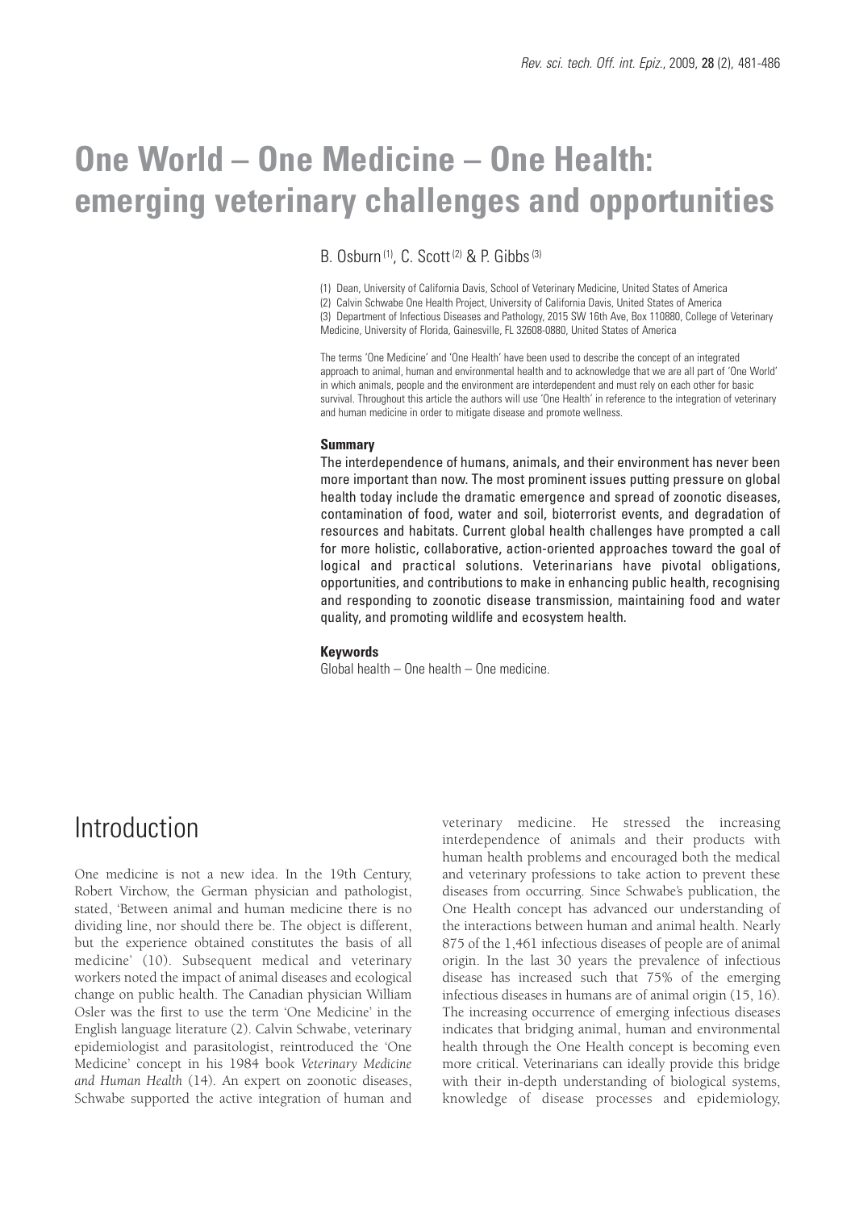# One World – One Medicine – One Health: emerging veterinary challenges and opportunities

B. Osburn [(1)], C. Scott [(2)] & P. Gibbs [(3)]

(1) Dean, University of California Davis, School of Veterinary Medicine, United States of America
(2) Calvin Schwabe One Health Project, University of California Davis, United States of America
(3) Department of Infectious Diseases and Pathology, 2015 SW 16th Ave, Box 110880, College of Veterinary Medicine, University of Florida, Gainesville, FL 32608-0880, United States of America

The terms 'One Medicine' and 'One Health' have been used to describe the concept of an integrated approach to animal, human and environmental health and to acknowledge that we are all part of 'One World' in which animals, people and the environment are interdependent and must rely on each other for basic survival. Throughout this article the authors will use 'One Health' in reference to the integration of veterinary and human medicine in order to mitigate disease and promote wellness.

### Summary

The interdependence of humans, animals, and their environment has never been more important than now. The most prominent issues putting pressure on global health today include the dramatic emergence and spread of zoonotic diseases, contamination of food, water and soil, bioterrorist events, and degradation of resources and habitats. Current global health challenges have prompted a call for more holistic, collaborative, action-oriented approaches toward the goal of logical and practical solutions. Veterinarians have pivotal obligations, opportunities, and contributions to make in enhancing public health, recognising and responding to zoonotic disease transmission, maintaining food and water quality, and promoting wildlife and ecosystem health.

### Keywords

Global health – One health – One medicine.

## Introduction

One medicine is not a new idea. In the 19th Century, Robert Virchow, the German physician and pathologist, stated, 'Between animal and human medicine there is no dividing line, nor should there be. The object is different, but the experience obtained constitutes the basis of all medicine' (10). Subsequent medical and veterinary workers noted the impact of animal diseases and ecological change on public health. The Canadian physician William Osler was the first to use the term 'One Medicine' in the English language literature (2). Calvin Schwabe, veterinary epidemiologist and parasitologist, reintroduced the 'One Medicine' concept in his 1984 book *Veterinary Medicine and Human Health* (14). An expert on zoonotic diseases, Schwabe supported the active integration of human and veterinary medicine. He stressed the increasing interdependence of animals and their products with human health problems and encouraged both the medical and veterinary professions to take action to prevent these diseases from occurring. Since Schwabe's publication, the One Health concept has advanced our understanding of the interactions between human and animal health. Nearly 875 of the 1,461 infectious diseases of people are of animal origin. In the last 30 years the prevalence of infectious disease has increased such that 75% of the emerging infectious diseases in humans are of animal origin (15, 16). The increasing occurrence of emerging infectious diseases indicates that bridging animal, human and environmental health through the One Health concept is becoming even more critical. Veterinarians can ideally provide this bridge with their in-depth understanding of biological systems, knowledge of disease processes and epidemiology,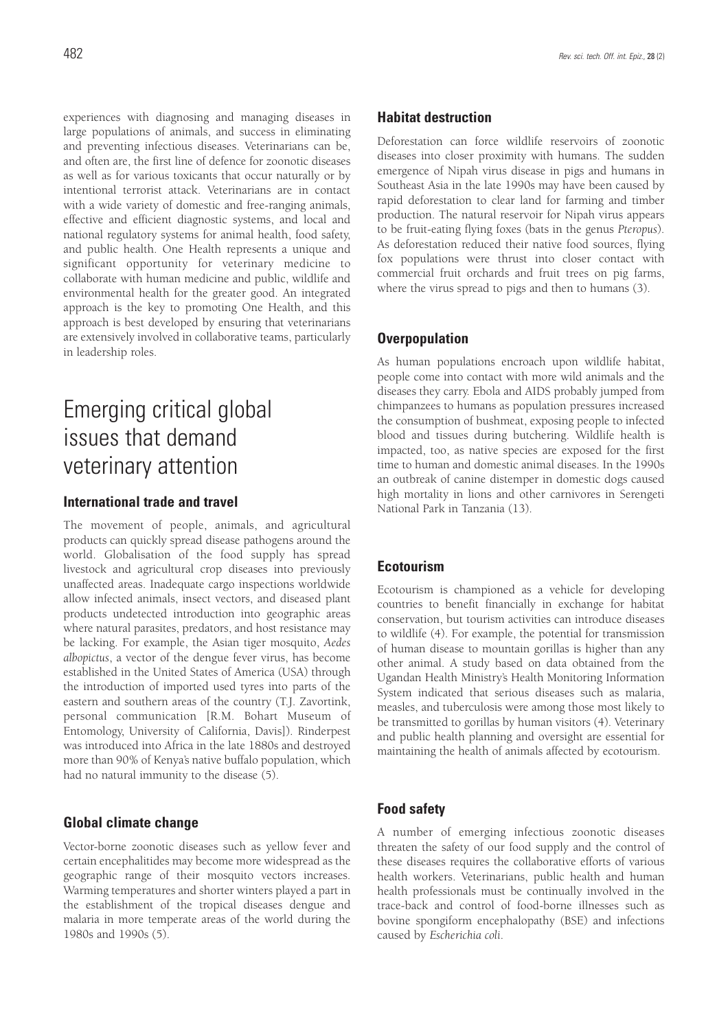experiences with diagnosing and managing diseases in large populations of animals, and success in eliminating and preventing infectious diseases. Veterinarians can be, and often are, the first line of defence for zoonotic diseases as well as for various toxicants that occur naturally or by intentional terrorist attack. Veterinarians are in contact with a wide variety of domestic and free-ranging animals, effective and efficient diagnostic systems, and local and national regulatory systems for animal health, food safety, and public health. One Health represents a unique and significant opportunity for veterinary medicine to collaborate with human medicine and public, wildlife and environmental health for the greater good. An integrated approach is the key to promoting One Health, and this approach is best developed by ensuring that veterinarians are extensively involved in collaborative teams, particularly in leadership roles.

# Emerging critical global issues that demand veterinary attention

## International trade and travel

The movement of people, animals, and agricultural products can quickly spread disease pathogens around the world. Globalisation of the food supply has spread livestock and agricultural crop diseases into previously unaffected areas. Inadequate cargo inspections worldwide allow infected animals, insect vectors, and diseased plant products undetected introduction into geographic areas where natural parasites, predators, and host resistance may be lacking. For example, the Asian tiger mosquito, *Aedes albopictus*, a vector of the dengue fever virus, has become established in the United States of America (USA) through the introduction of imported used tyres into parts of the eastern and southern areas of the country (T.J. Zavortink, personal communication [R.M. Bohart Museum of Entomology, University of California, Davis]). Rinderpest was introduced into Africa in the late 1880s and destroyed more than 90% of Kenya's native buffalo population, which had no natural immunity to the disease (5).

## Global climate change

Vector-borne zoonotic diseases such as yellow fever and certain encephalitides may become more widespread as the geographic range of their mosquito vectors increases. Warming temperatures and shorter winters played a part in the establishment of the tropical diseases dengue and malaria in more temperate areas of the world during the 1980s and 1990s (5).

## Habitat destruction

Deforestation can force wildlife reservoirs of zoonotic diseases into closer proximity with humans. The sudden emergence of Nipah virus disease in pigs and humans in Southeast Asia in the late 1990s may have been caused by rapid deforestation to clear land for farming and timber production. The natural reservoir for Nipah virus appears to be fruit-eating flying foxes (bats in the genus *Pteropus*). As deforestation reduced their native food sources, flying fox populations were thrust into closer contact with commercial fruit orchards and fruit trees on pig farms, where the virus spread to pigs and then to humans (3).

## Overpopulation

As human populations encroach upon wildlife habitat, people come into contact with more wild animals and the diseases they carry. Ebola and AIDS probably jumped from chimpanzees to humans as population pressures increased the consumption of bushmeat, exposing people to infected blood and tissues during butchering. Wildlife health is impacted, too, as native species are exposed for the first time to human and domestic animal diseases. In the 1990s an outbreak of canine distemper in domestic dogs caused high mortality in lions and other carnivores in Serengeti National Park in Tanzania (13).

## Ecotourism

Ecotourism is championed as a vehicle for developing countries to benefit financially in exchange for habitat conservation, but tourism activities can introduce diseases to wildlife (4). For example, the potential for transmission of human disease to mountain gorillas is higher than any other animal. A study based on data obtained from the Ugandan Health Ministry's Health Monitoring Information System indicated that serious diseases such as malaria, measles, and tuberculosis were among those most likely to be transmitted to gorillas by human visitors (4). Veterinary and public health planning and oversight are essential for maintaining the health of animals affected by ecotourism.

## Food safety

A number of emerging infectious zoonotic diseases threaten the safety of our food supply and the control of these diseases requires the collaborative efforts of various health workers. Veterinarians, public health and human health professionals must be continually involved in the trace-back and control of food-borne illnesses such as bovine spongiform encephalopathy (BSE) and infections caused by *Escherichia coli*.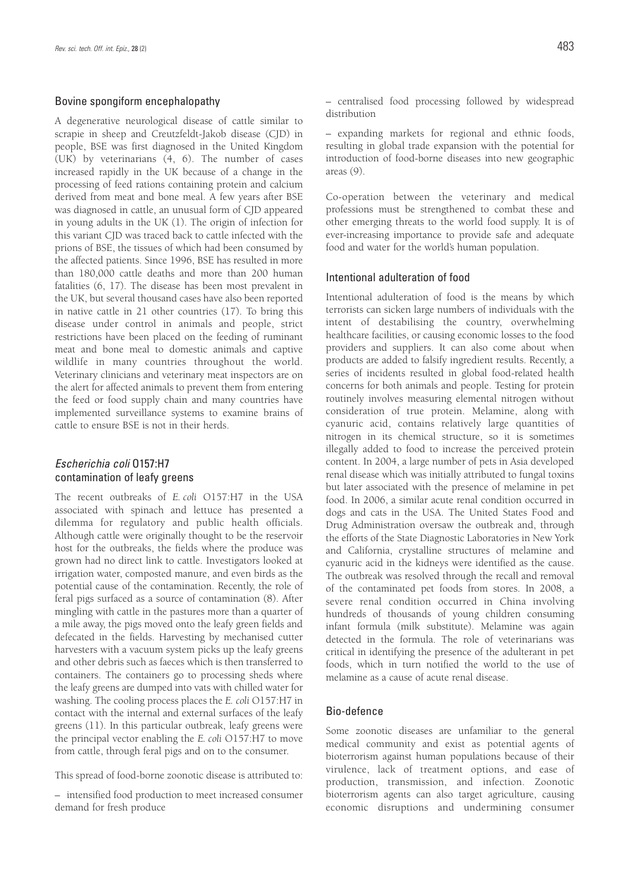## Bovine spongiform encephalopathy

A degenerative neurological disease of cattle similar to scrapie in sheep and Creutzfeldt-Jakob disease (CJD) in people, BSE was first diagnosed in the United Kingdom (UK) by veterinarians (4, 6). The number of cases increased rapidly in the UK because of a change in the processing of feed rations containing protein and calcium derived from meat and bone meal. A few years after BSE was diagnosed in cattle, an unusual form of CJD appeared in young adults in the UK (1). The origin of infection for this variant CJD was traced back to cattle infected with the prions of BSE, the tissues of which had been consumed by the affected patients. Since 1996, BSE has resulted in more than 180,000 cattle deaths and more than 200 human fatalities (6, 17). The disease has been most prevalent in the UK, but several thousand cases have also been reported in native cattle in 21 other countries (17). To bring this disease under control in animals and people, strict restrictions have been placed on the feeding of ruminant meat and bone meal to domestic animals and captive wildlife in many countries throughout the world. Veterinary clinicians and veterinary meat inspectors are on the alert for affected animals to prevent them from entering the feed or food supply chain and many countries have implemented surveillance systems to examine brains of cattle to ensure BSE is not in their herds.

## *Escherichia coli* O157:H7 contamination of leafy greens

The recent outbreaks of *E. coli* O157:H7 in the USA associated with spinach and lettuce has presented a dilemma for regulatory and public health officials. Although cattle were originally thought to be the reservoir host for the outbreaks, the fields where the produce was grown had no direct link to cattle. Investigators looked at irrigation water, composted manure, and even birds as the potential cause of the contamination. Recently, the role of feral pigs surfaced as a source of contamination (8). After mingling with cattle in the pastures more than a quarter of a mile away, the pigs moved onto the leafy green fields and defecated in the fields. Harvesting by mechanised cutter harvesters with a vacuum system picks up the leafy greens and other debris such as faeces which is then transferred to containers. The containers go to processing sheds where the leafy greens are dumped into vats with chilled water for washing. The cooling process places the *E. coli* O157:H7 in contact with the internal and external surfaces of the leafy greens (11). In this particular outbreak, leafy greens were the principal vector enabling the *E. coli* O157:H7 to move from cattle, through feral pigs and on to the consumer.

This spread of food-borne zoonotic disease is attributed to:

– intensified food production to meet increased consumer demand for fresh produce

– centralised food processing followed by widespread distribution

– expanding markets for regional and ethnic foods, resulting in global trade expansion with the potential for introduction of food-borne diseases into new geographic areas (9).

Co-operation between the veterinary and medical professions must be strengthened to combat these and other emerging threats to the world food supply. It is of ever-increasing importance to provide safe and adequate food and water for the world's human population.

## Intentional adulteration of food

Intentional adulteration of food is the means by which terrorists can sicken large numbers of individuals with the intent of destabilising the country, overwhelming healthcare facilities, or causing economic losses to the food providers and suppliers. It can also come about when products are added to falsify ingredient results. Recently, a series of incidents resulted in global food-related health concerns for both animals and people. Testing for protein routinely involves measuring elemental nitrogen without consideration of true protein. Melamine, along with cyanuric acid, contains relatively large quantities of nitrogen in its chemical structure, so it is sometimes illegally added to food to increase the perceived protein content. In 2004, a large number of pets in Asia developed renal disease which was initially attributed to fungal toxins but later associated with the presence of melamine in pet food. In 2006, a similar acute renal condition occurred in dogs and cats in the USA. The United States Food and Drug Administration oversaw the outbreak and, through the efforts of the State Diagnostic Laboratories in New York and California, crystalline structures of melamine and cyanuric acid in the kidneys were identified as the cause. The outbreak was resolved through the recall and removal of the contaminated pet foods from stores. In 2008, a severe renal condition occurred in China involving hundreds of thousands of young children consuming infant formula (milk substitute). Melamine was again detected in the formula. The role of veterinarians was critical in identifying the presence of the adulterant in pet foods, which in turn notified the world to the use of melamine as a cause of acute renal disease.

## Bio-defence

Some zoonotic diseases are unfamiliar to the general medical community and exist as potential agents of bioterrorism against human populations because of their virulence, lack of treatment options, and ease of production, transmission, and infection. Zoonotic bioterrorism agents can also target agriculture, causing economic disruptions and undermining consumer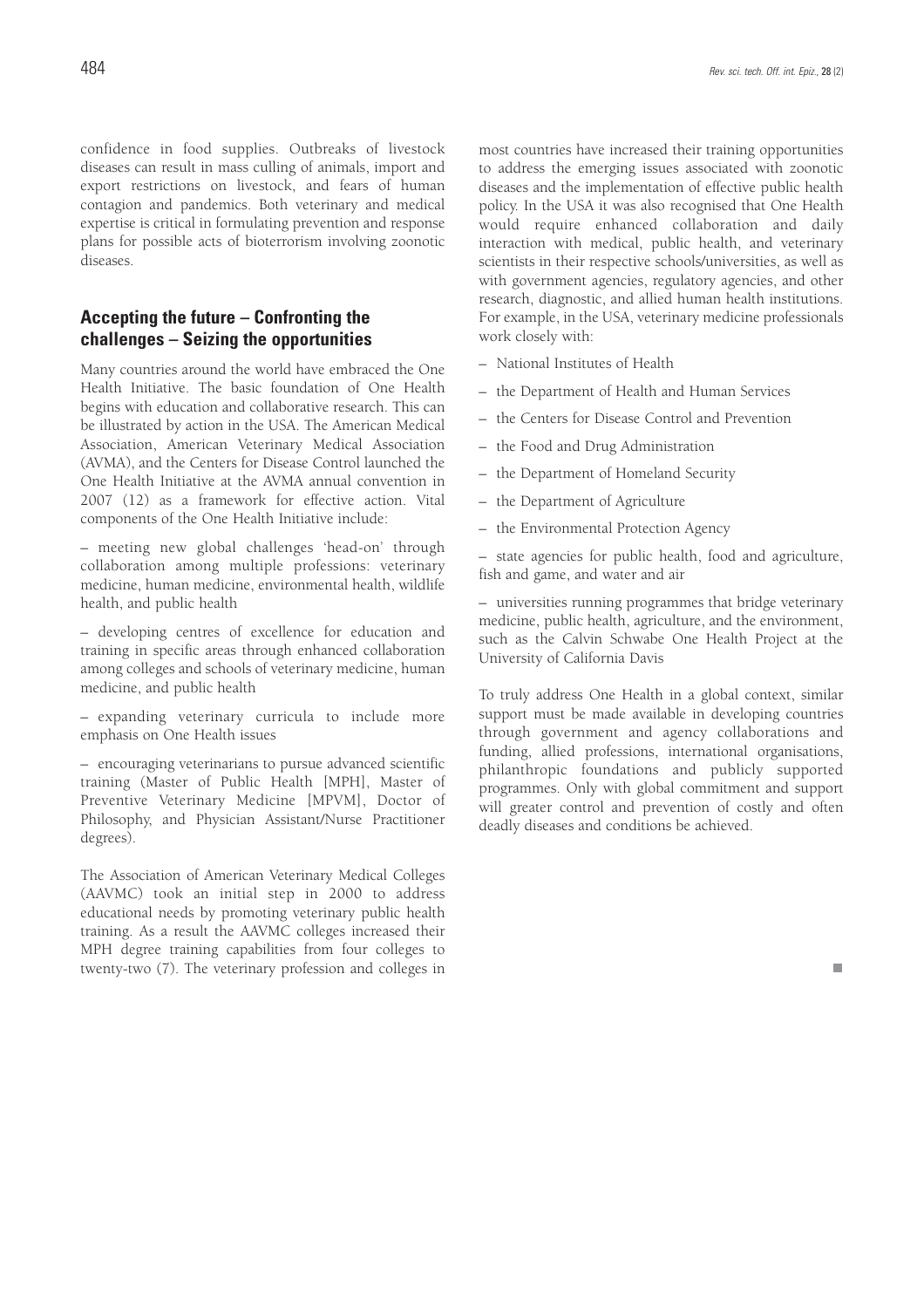confidence in food supplies. Outbreaks of livestock diseases can result in mass culling of animals, import and export restrictions on livestock, and fears of human contagion and pandemics. Both veterinary and medical expertise is critical in formulating prevention and response plans for possible acts of bioterrorism involving zoonotic diseases.

## Accepting the future – Confronting the challenges – Seizing the opportunities

Many countries around the world have embraced the One Health Initiative. The basic foundation of One Health begins with education and collaborative research. This can be illustrated by action in the USA. The American Medical Association, American Veterinary Medical Association (AVMA), and the Centers for Disease Control launched the One Health Initiative at the AVMA annual convention in 2007 (12) as a framework for effective action. Vital components of the One Health Initiative include:

– meeting new global challenges 'head-on' through collaboration among multiple professions: veterinary medicine, human medicine, environmental health, wildlife health, and public health

– developing centres of excellence for education and training in specific areas through enhanced collaboration among colleges and schools of veterinary medicine, human medicine, and public health

– expanding veterinary curricula to include more emphasis on One Health issues

– encouraging veterinarians to pursue advanced scientific training (Master of Public Health [MPH], Master of Preventive Veterinary Medicine [MPVM], Doctor of Philosophy, and Physician Assistant/Nurse Practitioner degrees).

The Association of American Veterinary Medical Colleges (AAVMC) took an initial step in 2000 to address educational needs by promoting veterinary public health training. As a result the AAVMC colleges increased their MPH degree training capabilities from four colleges to twenty-two (7). The veterinary profession and colleges in most countries have increased their training opportunities to address the emerging issues associated with zoonotic diseases and the implementation of effective public health policy. In the USA it was also recognised that One Health would require enhanced collaboration and daily interaction with medical, public health, and veterinary scientists in their respective schools/universities, as well as with government agencies, regulatory agencies, and other research, diagnostic, and allied human health institutions. For example, in the USA, veterinary medicine professionals work closely with:

– National Institutes of Health

– the Department of Health and Human Services

– the Centers for Disease Control and Prevention

– the Food and Drug Administration

– the Department of Homeland Security

– the Department of Agriculture

– the Environmental Protection Agency

– state agencies for public health, food and agriculture, fish and game, and water and air

– universities running programmes that bridge veterinary medicine, public health, agriculture, and the environment, such as the Calvin Schwabe One Health Project at the University of California Davis

To truly address One Health in a global context, similar support must be made available in developing countries through government and agency collaborations and funding, allied professions, international organisations, philanthropic foundations and publicly supported programmes. Only with global commitment and support will greater control and prevention of costly and often deadly diseases and conditions be achieved.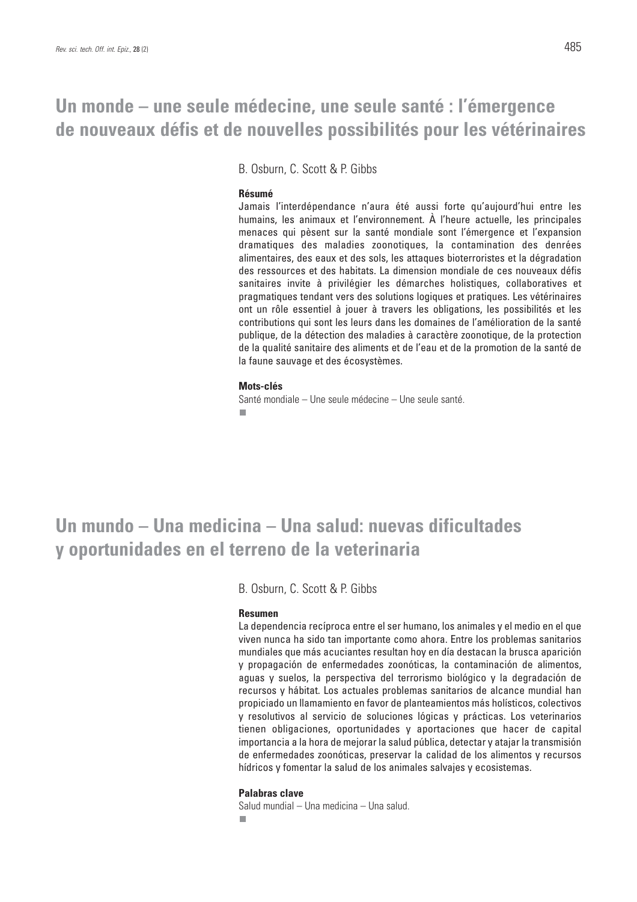# Un monde – une seule médecine, une seule santé : l'émergence de nouveaux défis et de nouvelles possibilités pour les vétérinaires

B. Osburn, C. Scott & P. Gibbs

**Résumé**

Jamais l'interdépendance n'aura été aussi forte qu'aujourd'hui entre les humains, les animaux et l'environnement. À l'heure actuelle, les principales menaces qui pèsent sur la santé mondiale sont l'émergence et l'expansion dramatiques des maladies zoonotiques, la contamination des denrées alimentaires, des eaux et des sols, les attaques bioterroristes et la dégradation des ressources et des habitats. La dimension mondiale de ces nouveaux défis sanitaires invite à privilégier les démarches holistiques, collaboratives et pragmatiques tendant vers des solutions logiques et pratiques. Les vétérinaires ont un rôle essentiel à jouer à travers les obligations, les possibilités et les contributions qui sont les leurs dans les domaines de l'amélioration de la santé publique, de la détection des maladies à caractère zoonotique, de la protection de la qualité sanitaire des aliments et de l'eau et de la promotion de la santé de la faune sauvage et des écosystèmes.

**Mots-clés**

Santé mondiale – Une seule médecine – Une seule santé.

# Un mundo – Una medicina – Una salud: nuevas dificultades y oportunidades en el terreno de la veterinaria

B. Osburn, C. Scott & P. Gibbs

**Resumen**

La dependencia recíproca entre el ser humano, los animales y el medio en el que viven nunca ha sido tan importante como ahora. Entre los problemas sanitarios mundiales que más acuciantes resultan hoy en día destacan la brusca aparición y propagación de enfermedades zoonóticas, la contaminación de alimentos, aguas y suelos, la perspectiva del terrorismo biológico y la degradación de recursos y hábitat. Los actuales problemas sanitarios de alcance mundial han propiciado un llamamiento en favor de planteamientos más holísticos, colectivos y resolutivos al servicio de soluciones lógicas y prácticas. Los veterinarios tienen obligaciones, oportunidades y aportaciones que hacer de capital importancia a la hora de mejorar la salud pública, detectar y atajar la transmisión de enfermedades zoonóticas, preservar la calidad de los alimentos y recursos hídricos y fomentar la salud de los animales salvajes y ecosistemas.

**Palabras clave**

Salud mundial – Una medicina – Una salud.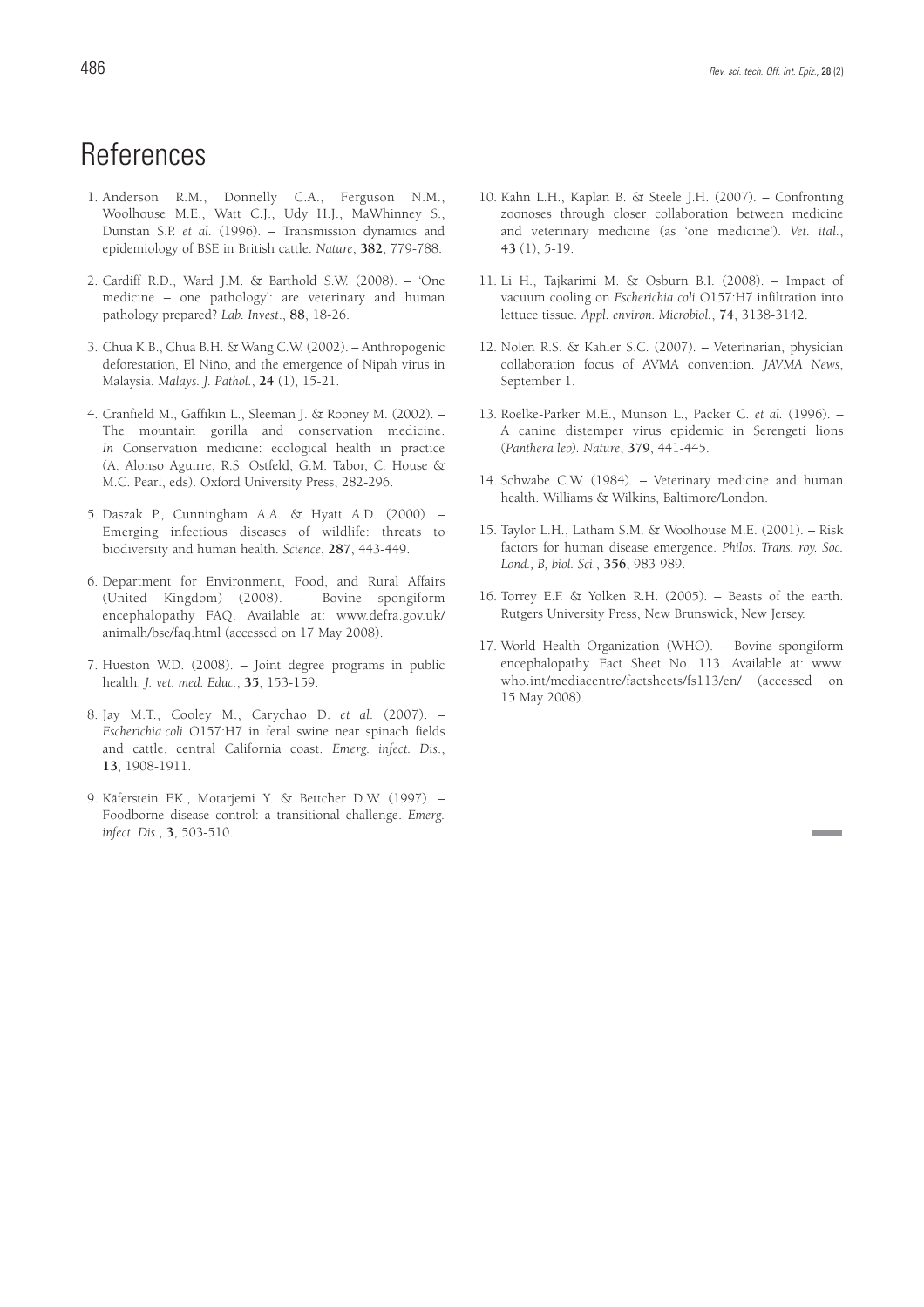# References

1. Anderson R.M., Donnelly C.A., Ferguson N.M., Woolhouse M.E., Watt C.J., Udy H.J., MaWhinney S., Dunstan S.P. *et al.* (1996). – Transmission dynamics and epidemiology of BSE in British cattle. *Nature*, **382**, 779-788.

2. Cardiff R.D., Ward J.M. & Barthold S.W. (2008). – 'One medicine – one pathology': are veterinary and human pathology prepared? *Lab. Invest*., **88**, 18-26.

3. Chua K.B., Chua B.H. & Wang C.W. (2002). – Anthropogenic deforestation, El Niño, and the emergence of Nipah virus in Malaysia. *Malays. J. Pathol.*, **24** (1), 15-21.

4. Cranfield M., Gaffikin L., Sleeman J. & Rooney M. (2002). – The mountain gorilla and conservation medicine. *In* Conservation medicine: ecological health in practice (A. Alonso Aguirre, R.S. Ostfeld, G.M. Tabor, C. House & M.C. Pearl, eds). Oxford University Press, 282-296.

5. Daszak P., Cunningham A.A. & Hyatt A.D. (2000). – Emerging infectious diseases of wildlife: threats to biodiversity and human health. *Science*, **287**, 443-449.

6. Department for Environment, Food, and Rural Affairs (United Kingdom) (2008). – Bovine spongiform encephalopathy FAQ. Available at: www.defra.gov.uk/animalh/bse/faq.html (accessed on 17 May 2008).

7. Hueston W.D. (2008). – Joint degree programs in public health. *J. vet. med. Educ.*, **35**, 153-159.

8. Jay M.T., Cooley M., Carychao D. *et al.* (2007). – *Escherichia coli* O157:H7 in feral swine near spinach fields and cattle, central California coast. *Emerg. infect. Dis*., **13**, 1908-1911.

9. Käferstein F.K., Motarjemi Y. & Bettcher D.W. (1997). – Foodborne disease control: a transitional challenge. *Emerg. infect. Dis.*, **3**, 503-510.

10. Kahn L.H., Kaplan B. & Steele J.H. (2007). – Confronting zoonoses through closer collaboration between medicine and veterinary medicine (as 'one medicine'). *Vet. ital.*, **43** (1), 5-19.

11. Li H., Tajkarimi M. & Osburn B.I. (2008). – Impact of vacuum cooling on *Escherichia coli* O157:H7 infiltration into lettuce tissue. *Appl. environ. Microbiol.*, **74**, 3138-3142.

12. Nolen R.S. & Kahler S.C. (2007). – Veterinarian, physician collaboration focus of AVMA convention. *JAVMA News*, September 1.

13. Roelke-Parker M.E., Munson L., Packer C. *et al.* (1996). – A canine distemper virus epidemic in Serengeti lions (*Panthera leo*). *Nature*, **379**, 441-445.

14. Schwabe C.W. (1984). – Veterinary medicine and human health. Williams & Wilkins, Baltimore/London.

15. Taylor L.H., Latham S.M. & Woolhouse M.E. (2001). – Risk factors for human disease emergence. *Philos. Trans. roy. Soc. Lond., B, biol. Sci.*, **356**, 983-989.

16. Torrey E.F. & Yolken R.H. (2005). – Beasts of the earth. Rutgers University Press, New Brunswick, New Jersey.

17. World Health Organization (WHO). – Bovine spongiform encephalopathy. Fact Sheet No. 113. Available at: www.who.int/mediacentre/factsheets/fs113/en/ (accessed on 15 May 2008).